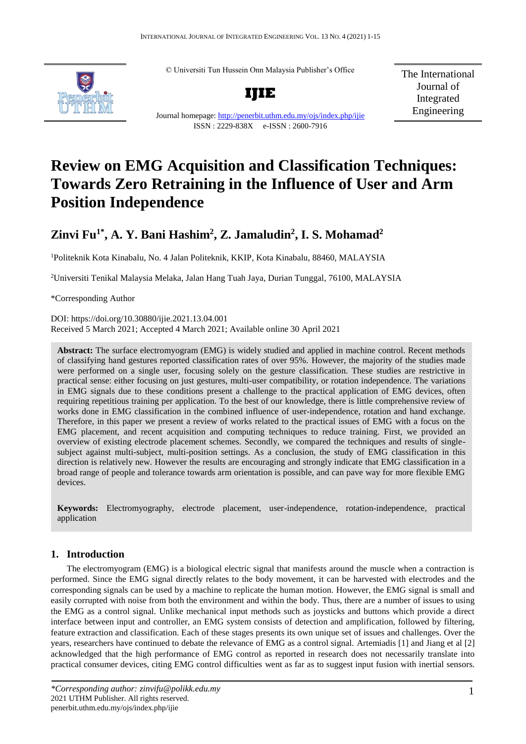© Universiti Tun Hussein Onn Malaysia Publisher's Office

**IJIE**

Journal homepage: http://penerbit.uthm.edu.my/ojs/index.php/ijie

ISSN : 2229-838X e-ISSN : 2600-7916

The International Journal of Integrated Engineering

# Review on EMG Acquisition and Classification Techniques: Towards Zero Retraining in the Influence of User and Arm Position Independence

## Zinvi Fu[1*], A. Y. Bani Hashim[2], Z. Jamaludin[2], I. S. Mohamad[2]

[1]Politeknik Kota Kinabalu, No. 4 Jalan Politeknik, KKIP, Kota Kinabalu, 88460, MALAYSIA

[2]Universiti Tenikal Malaysia Melaka, Jalan Hang Tuah Jaya, Durian Tunggal, 76100, MALAYSIA

*Corresponding Author

DOI: https://doi.org/10.30880/ijie.2021.13.04.001

Received 5 March 2021; Accepted 4 March 2021; Available online 30 April 2021

**Abstract:** The surface electromyogram (EMG) is widely studied and applied in machine control. Recent methods of classifying hand gestures reported classification rates of over 95%. However, the majority of the studies made were performed on a single user, focusing solely on the gesture classification. These studies are restrictive in practical sense: either focusing on just gestures, multi-user compatibility, or rotation independence. The variations in EMG signals due to these conditions present a challenge to the practical application of EMG devices, often requiring repetitious training per application. To the best of our knowledge, there is little comprehensive review of works done in EMG classification in the combined influence of user-independence, rotation and hand exchange. Therefore, in this paper we present a review of works related to the practical issues of EMG with a focus on the EMG placement, and recent acquisition and computing techniques to reduce training. First, we provided an overview of existing electrode placement schemes. Secondly, we compared the techniques and results of single-subject against multi-subject, multi-position settings. As a conclusion, the study of EMG classification in this direction is relatively new. However the results are encouraging and strongly indicate that EMG classification in a broad range of people and tolerance towards arm orientation is possible, and can pave way for more flexible EMG devices.

**Keywords:** Electromyography, electrode placement, user-independence, rotation-independence, practical application

## 1. Introduction

The electromyogram (EMG) is a biological electric signal that manifests around the muscle when a contraction is performed. Since the EMG signal directly relates to the body movement, it can be harvested with electrodes and the corresponding signals can be used by a machine to replicate the human motion. However, the EMG signal is small and easily corrupted with noise from both the environment and within the body. Thus, there are a number of issues to using the EMG as a control signal. Unlike mechanical input methods such as joysticks and buttons which provide a direct interface between input and controller, an EMG system consists of detection and amplification, followed by filtering, feature extraction and classification. Each of these stages presents its own unique set of issues and challenges. Over the years, researchers have continued to debate the relevance of EMG as a control signal. Artemiadis [1] and Jiang et al [2] acknowledged that the high performance of EMG control as reported in research does not necessarily translate into practical consumer devices, citing EMG control difficulties went as far as to suggest input fusion with inertial sensors.

*\*Corresponding author: zinvifu@polikk.edu.my*
2021 UTHM Publisher. All rights reserved.
penerbit.uthm.edu.my/ojs/index.php/ijie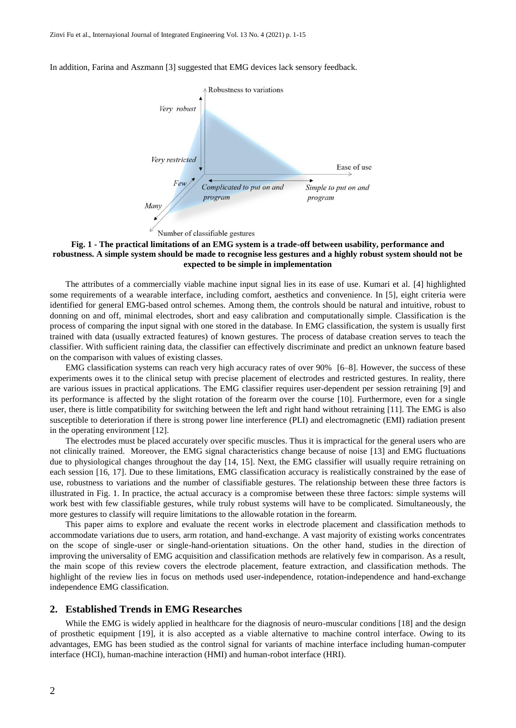In addition, Farina and Aszmann [3] suggested that EMG devices lack sensory feedback.

**Fig. 1 - The practical limitations of an EMG system is a trade-off between usability, performance and robustness. A simple system should be made to recognise less gestures and a highly robust system should not be expected to be simple in implementation**

The attributes of a commercially viable machine input signal lies in its ease of use. Kumari et al. [4] highlighted some requirements of a wearable interface, including comfort, aesthetics and convenience. In [5], eight criteria were identified for general EMG-based ontrol schemes. Among them, the controls should be natural and intuitive, robust to donning on and off, minimal electrodes, short and easy calibration and computationally simple. Classification is the process of comparing the input signal with one stored in the database. In EMG classification, the system is usually first trained with data (usually extracted features) of known gestures. The process of database creation serves to teach the classifier. With sufficient raining data, the classifier can effectively discriminate and predict an unknown feature based on the comparison with values of existing classes.

EMG classification systems can reach very high accuracy rates of over 90% [6–8]. However, the success of these experiments owes it to the clinical setup with precise placement of electrodes and restricted gestures. In reality, there are various issues in practical applications. The EMG classifier requires user-dependent per session retraining [9] and its performance is affected by the slight rotation of the forearm over the course [10]. Furthermore, even for a single user, there is little compatibility for switching between the left and right hand without retraining [11]. The EMG is also susceptible to deterioration if there is strong power line interference (PLI) and electromagnetic (EMI) radiation present in the operating environment [12].

The electrodes must be placed accurately over specific muscles. Thus it is impractical for the general users who are not clinically trained. Moreover, the EMG signal characteristics change because of noise [13] and EMG fluctuations due to physiological changes throughout the day [14, 15]. Next, the EMG classifier will usually require retraining on each session [16, 17]. Due to these limitations, EMG classification accuracy is realistically constrained by the ease of use, robustness to variations and the number of classifiable gestures. The relationship between these three factors is illustrated in Fig. 1. In practice, the actual accuracy is a compromise between these three factors: simple systems will work best with few classifiable gestures, while truly robust systems will have to be complicated. Simultaneously, the more gestures to classify will require limitations to the allowable rotation in the forearm.

This paper aims to explore and evaluate the recent works in electrode placement and classification methods to accommodate variations due to users, arm rotation, and hand-exchange. A vast majority of existing works concentrates on the scope of single-user or single-hand-orientation situations. On the other hand, studies in the direction of improving the universality of EMG acquisition and classification methods are relatively few in comparison. As a result, the main scope of this review covers the electrode placement, feature extraction, and classification methods. The highlight of the review lies in focus on methods used user-independence, rotation-independence and hand-exchange independence EMG classification.

## 2. Established Trends in EMG Researches

While the EMG is widely applied in healthcare for the diagnosis of neuro-muscular conditions [18] and the design of prosthetic equipment [19], it is also accepted as a viable alternative to machine control interface. Owing to its advantages, EMG has been studied as the control signal for variants of machine interface including human-computer interface (HCI), human-machine interaction (HMI) and human-robot interface (HRI).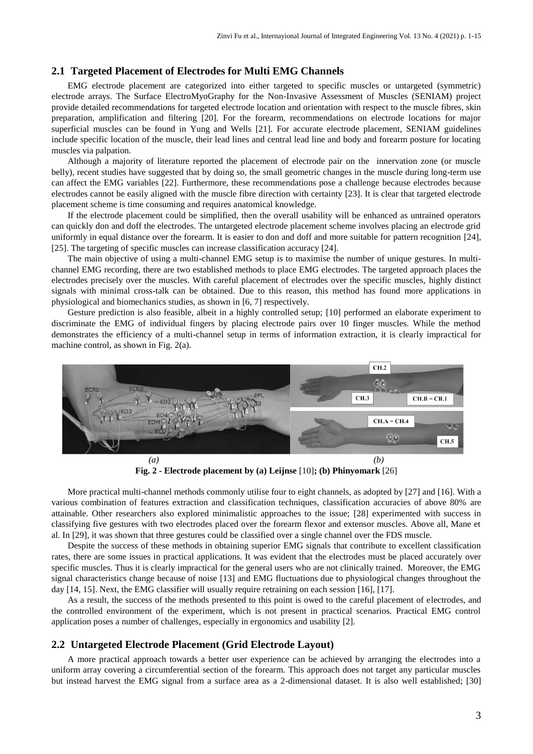## 2.1 Targeted Placement of Electrodes for Multi EMG Channels

EMG electrode placement are categorized into either targeted to specific muscles or untargeted (symmetric) electrode arrays. The Surface ElectroMyoGraphy for the Non-Invasive Assessment of Muscles (SENIAM) project provide detailed recommendations for targeted electrode location and orientation with respect to the muscle fibres, skin preparation, amplification and filtering [20]. For the forearm, recommendations on electrode locations for major superficial muscles can be found in Yung and Wells [21]. For accurate electrode placement, SENIAM guidelines include specific location of the muscle, their lead lines and central lead line and body and forearm posture for locating muscles via palpation.

Although a majority of literature reported the placement of electrode pair on the innervation zone (or muscle belly), recent studies have suggested that by doing so, the small geometric changes in the muscle during long-term use can affect the EMG variables [22]. Furthermore, these recommendations pose a challenge because electrodes because electrodes cannot be easily aligned with the muscle fibre direction with certainty [23]. It is clear that targeted electrode placement scheme is time consuming and requires anatomical knowledge.

If the electrode placement could be simplified, then the overall usability will be enhanced as untrained operators can quickly don and doff the electrodes. The untargeted electrode placement scheme involves placing an electrode grid uniformly in equal distance over the forearm. It is easier to don and doff and more suitable for pattern recognition [24], [25]. The targeting of specific muscles can increase classification accuracy [24].

The main objective of using a multi-channel EMG setup is to maximise the number of unique gestures. In multi-channel EMG recording, there are two established methods to place EMG electrodes. The targeted approach places the electrodes precisely over the muscles. With careful placement of electrodes over the specific muscles, highly distinct signals with minimal cross-talk can be obtained. Due to this reason, this method has found more applications in physiological and biomechanics studies, as shown in [6, 7] respectively.

Gesture prediction is also feasible, albeit in a highly controlled setup; [10] performed an elaborate experiment to discriminate the EMG of individual fingers by placing electrode pairs over 10 finger muscles. While the method demonstrates the efficiency of a multi-channel setup in terms of information extraction, it is clearly impractical for machine control, as shown in Fig. 2(a).

*(a)* *(b)*

**Fig. 2 - Electrode placement by (a) Leijnse [10]; (b) Phinyomark [26]**

More practical multi-channel methods commonly utilise four to eight channels, as adopted by [27] and [16]. With a various combination of features extraction and classification techniques, classification accuracies of above 80% are attainable. Other researchers also explored minimalistic approaches to the issue; [28] experimented with success in classifying five gestures with two electrodes placed over the forearm flexor and extensor muscles. Above all, Mane et al. In [29], it was shown that three gestures could be classified over a single channel over the FDS muscle.

Despite the success of these methods in obtaining superior EMG signals that contribute to excellent classification rates, there are some issues in practical applications. It was evident that the electrodes must be placed accurately over specific muscles. Thus it is clearly impractical for the general users who are not clinically trained. Moreover, the EMG signal characteristics change because of noise [13] and EMG fluctuations due to physiological changes throughout the day [14, 15]. Next, the EMG classifier will usually require retraining on each session [16], [17].

As a result, the success of the methods presented to this point is owed to the careful placement of electrodes, and the controlled environment of the experiment, which is not present in practical scenarios. Practical EMG control application poses a number of challenges, especially in ergonomics and usability [2].

## 2.2 Untargeted Electrode Placement (Grid Electrode Layout)

A more practical approach towards a better user experience can be achieved by arranging the electrodes into a uniform array covering a circumferential section of the forearm. This approach does not target any particular muscles but instead harvest the EMG signal from a surface area as a 2-dimensional dataset. It is also well established; [30]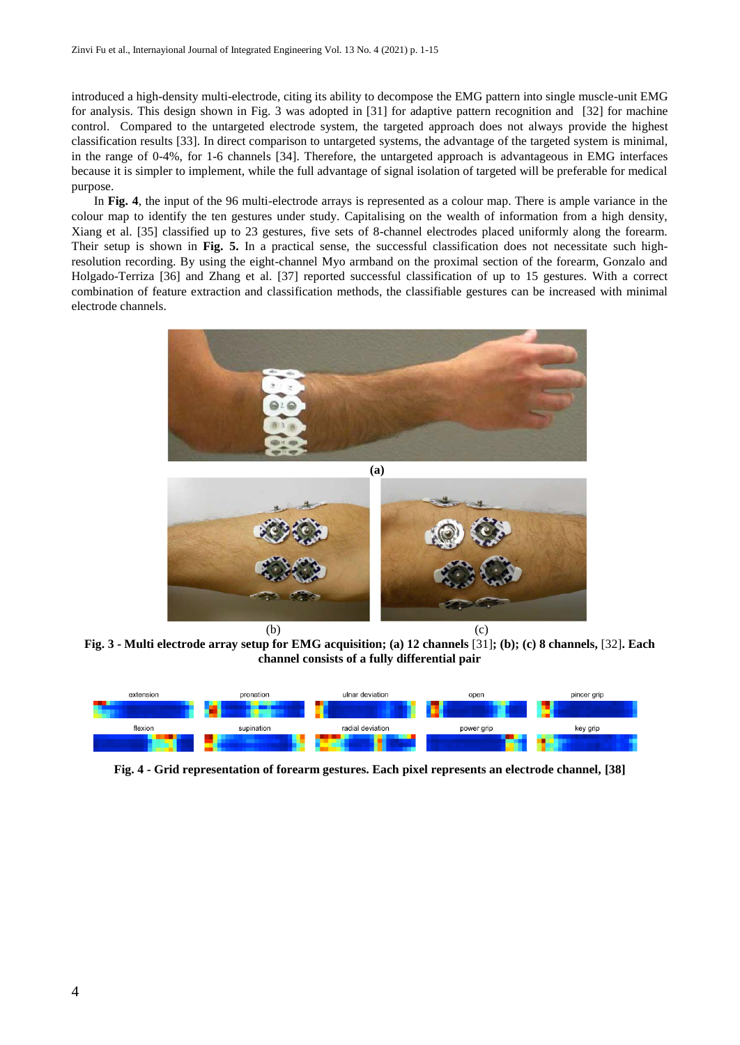introduced a high-density multi-electrode, citing its ability to decompose the EMG pattern into single muscle-unit EMG for analysis. This design shown in Fig. 3 was adopted in [31] for adaptive pattern recognition and [32] for machine control. Compared to the untargeted electrode system, the targeted approach does not always provide the highest classification results [33]. In direct comparison to untargeted systems, the advantage of the targeted system is minimal, in the range of 0-4%, for 1-6 channels [34]. Therefore, the untargeted approach is advantageous in EMG interfaces because it is simpler to implement, while the full advantage of signal isolation of targeted will be preferable for medical purpose.

In **Fig. 4**, the input of the 96 multi-electrode arrays is represented as a colour map. There is ample variance in the colour map to identify the ten gestures under study. Capitalising on the wealth of information from a high density, Xiang et al. [35] classified up to 23 gestures, five sets of 8-channel electrodes placed uniformly along the forearm. Their setup is shown in **Fig. 5.** In a practical sense, the successful classification does not necessitate such high-resolution recording. By using the eight-channel Myo armband on the proximal section of the forearm, Gonzalo and Holgado-Terriza [36] and Zhang et al. [37] reported successful classification of up to 15 gestures. With a correct combination of feature extraction and classification methods, the classifiable gestures can be increased with minimal electrode channels.

**Fig. 3 - Multi electrode array setup for EMG acquisition; (a) 12 channels** [31]**; (b); (c) 8 channels,** [32]**. Each channel consists of a fully differential pair**

**Fig. 4 - Grid representation of forearm gestures. Each pixel represents an electrode channel, [38]**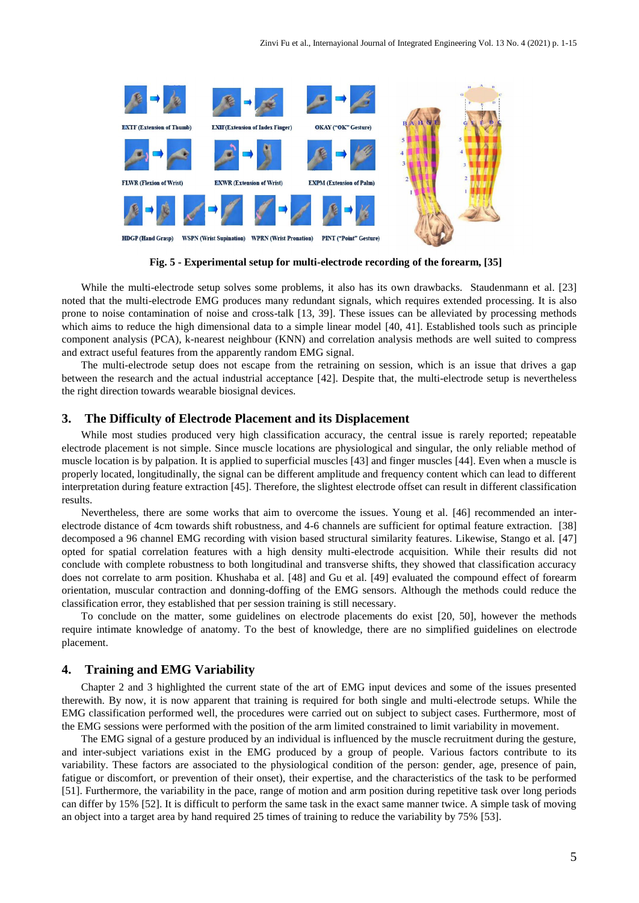Fig. 5 - Experimental setup for multi-electrode recording of the forearm, [35]

While the multi-electrode setup solves some problems, it also has its own drawbacks. Staudenmann et al. [23] noted that the multi-electrode EMG produces many redundant signals, which requires extended processing. It is also prone to noise contamination of noise and cross-talk [13, 39]. These issues can be alleviated by processing methods which aims to reduce the high dimensional data to a simple linear model [40, 41]. Established tools such as principle component analysis (PCA), k-nearest neighbour (KNN) and correlation analysis methods are well suited to compress and extract useful features from the apparently random EMG signal.

The multi-electrode setup does not escape from the retraining on session, which is an issue that drives a gap between the research and the actual industrial acceptance [42]. Despite that, the multi-electrode setup is nevertheless the right direction towards wearable biosignal devices.

## 3. The Difficulty of Electrode Placement and its Displacement

While most studies produced very high classification accuracy, the central issue is rarely reported; repeatable electrode placement is not simple. Since muscle locations are physiological and singular, the only reliable method of muscle location is by palpation. It is applied to superficial muscles [43] and finger muscles [44]. Even when a muscle is properly located, longitudinally, the signal can be different amplitude and frequency content which can lead to different interpretation during feature extraction [45]. Therefore, the slightest electrode offset can result in different classification results.

Nevertheless, there are some works that aim to overcome the issues. Young et al. [46] recommended an inter-electrode distance of 4cm towards shift robustness, and 4-6 channels are sufficient for optimal feature extraction. [38] decomposed a 96 channel EMG recording with vision based structural similarity features. Likewise, Stango et al. [47] opted for spatial correlation features with a high density multi-electrode acquisition. While their results did not conclude with complete robustness to both longitudinal and transverse shifts, they showed that classification accuracy does not correlate to arm position. Khushaba et al. [48] and Gu et al. [49] evaluated the compound effect of forearm orientation, muscular contraction and donning-doffing of the EMG sensors. Although the methods could reduce the classification error, they established that per session training is still necessary.

To conclude on the matter, some guidelines on electrode placements do exist [20, 50], however the methods require intimate knowledge of anatomy. To the best of knowledge, there are no simplified guidelines on electrode placement.

## 4. Training and EMG Variability

Chapter 2 and 3 highlighted the current state of the art of EMG input devices and some of the issues presented therewith. By now, it is now apparent that training is required for both single and multi-electrode setups. While the EMG classification performed well, the procedures were carried out on subject to subject cases. Furthermore, most of the EMG sessions were performed with the position of the arm limited constrained to limit variability in movement.

The EMG signal of a gesture produced by an individual is influenced by the muscle recruitment during the gesture, and inter-subject variations exist in the EMG produced by a group of people. Various factors contribute to its variability. These factors are associated to the physiological condition of the person: gender, age, presence of pain, fatigue or discomfort, or prevention of their onset), their expertise, and the characteristics of the task to be performed [51]. Furthermore, the variability in the pace, range of motion and arm position during repetitive task over long periods can differ by 15% [52]. It is difficult to perform the same task in the exact same manner twice. A simple task of moving an object into a target area by hand required 25 times of training to reduce the variability by 75% [53].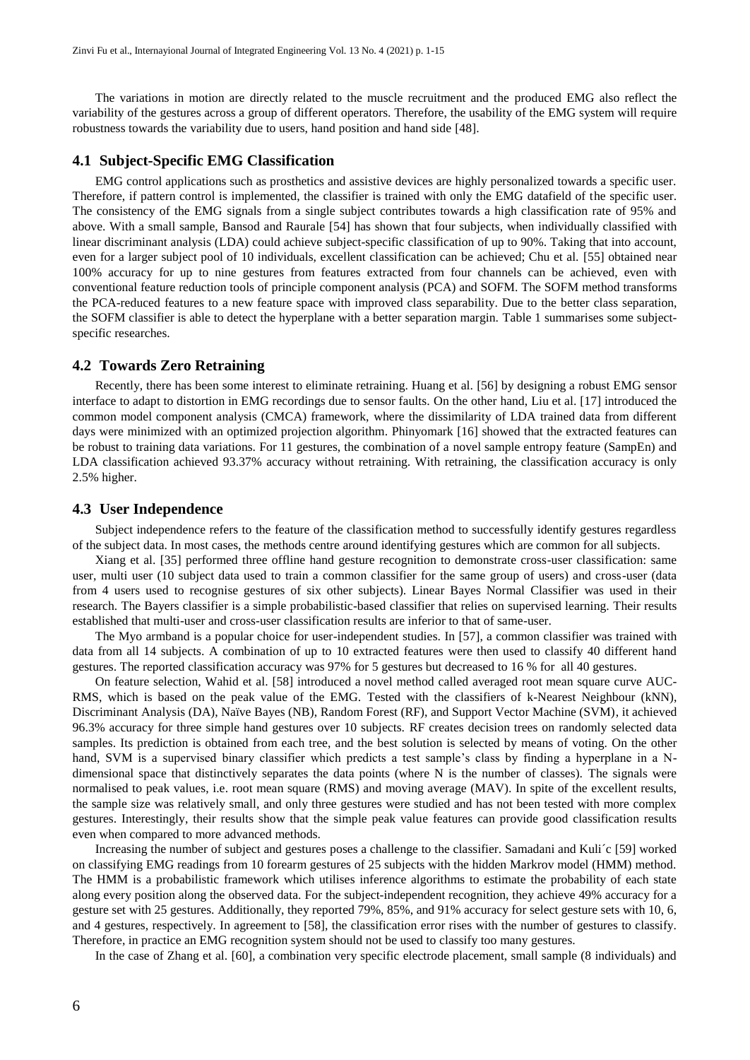The variations in motion are directly related to the muscle recruitment and the produced EMG also reflect the variability of the gestures across a group of different operators. Therefore, the usability of the EMG system will require robustness towards the variability due to users, hand position and hand side [48].

### 4.1 Subject-Specific EMG Classification

EMG control applications such as prosthetics and assistive devices are highly personalized towards a specific user. Therefore, if pattern control is implemented, the classifier is trained with only the EMG datafield of the specific user. The consistency of the EMG signals from a single subject contributes towards a high classification rate of 95% and above. With a small sample, Bansod and Raurale [54] has shown that four subjects, when individually classified with linear discriminant analysis (LDA) could achieve subject-specific classification of up to 90%. Taking that into account, even for a larger subject pool of 10 individuals, excellent classification can be achieved; Chu et al. [55] obtained near 100% accuracy for up to nine gestures from features extracted from four channels can be achieved, even with conventional feature reduction tools of principle component analysis (PCA) and SOFM. The SOFM method transforms the PCA-reduced features to a new feature space with improved class separability. Due to the better class separation, the SOFM classifier is able to detect the hyperplane with a better separation margin. Table 1 summarises some subject-specific researches.

### 4.2 Towards Zero Retraining

Recently, there has been some interest to eliminate retraining. Huang et al. [56] by designing a robust EMG sensor interface to adapt to distortion in EMG recordings due to sensor faults. On the other hand, Liu et al. [17] introduced the common model component analysis (CMCA) framework, where the dissimilarity of LDA trained data from different days were minimized with an optimized projection algorithm. Phinyomark [16] showed that the extracted features can be robust to training data variations. For 11 gestures, the combination of a novel sample entropy feature (SampEn) and LDA classification achieved 93.37% accuracy without retraining. With retraining, the classification accuracy is only 2.5% higher.

### 4.3 User Independence

Subject independence refers to the feature of the classification method to successfully identify gestures regardless of the subject data. In most cases, the methods centre around identifying gestures which are common for all subjects.

Xiang et al. [35] performed three offline hand gesture recognition to demonstrate cross-user classification: same user, multi user (10 subject data used to train a common classifier for the same group of users) and cross-user (data from 4 users used to recognise gestures of six other subjects). Linear Bayes Normal Classifier was used in their research. The Bayers classifier is a simple probabilistic-based classifier that relies on supervised learning. Their results established that multi-user and cross-user classification results are inferior to that of same-user.

The Myo armband is a popular choice for user-independent studies. In [57], a common classifier was trained with data from all 14 subjects. A combination of up to 10 extracted features were then used to classify 40 different hand gestures. The reported classification accuracy was 97% for 5 gestures but decreased to 16 % for all 40 gestures.

On feature selection, Wahid et al. [58] introduced a novel method called averaged root mean square curve AUC-RMS, which is based on the peak value of the EMG. Tested with the classifiers of k-Nearest Neighbour (kNN), Discriminant Analysis (DA), Naïve Bayes (NB), Random Forest (RF), and Support Vector Machine (SVM), it achieved 96.3% accuracy for three simple hand gestures over 10 subjects. RF creates decision trees on randomly selected data samples. Its prediction is obtained from each tree, and the best solution is selected by means of voting. On the other hand, SVM is a supervised binary classifier which predicts a test sample's class by finding a hyperplane in a N-dimensional space that distinctively separates the data points (where N is the number of classes). The signals were normalised to peak values, i.e. root mean square (RMS) and moving average (MAV). In spite of the excellent results, the sample size was relatively small, and only three gestures were studied and has not been tested with more complex gestures. Interestingly, their results show that the simple peak value features can provide good classification results even when compared to more advanced methods.

Increasing the number of subject and gestures poses a challenge to the classifier. Samadani and Kuli´c [59] worked on classifying EMG readings from 10 forearm gestures of 25 subjects with the hidden Markrov model (HMM) method. The HMM is a probabilistic framework which utilises inference algorithms to estimate the probability of each state along every position along the observed data. For the subject-independent recognition, they achieve 49% accuracy for a gesture set with 25 gestures. Additionally, they reported 79%, 85%, and 91% accuracy for select gesture sets with 10, 6, and 4 gestures, respectively. In agreement to [58], the classification error rises with the number of gestures to classify. Therefore, in practice an EMG recognition system should not be used to classify too many gestures.

In the case of Zhang et al. [60], a combination very specific electrode placement, small sample (8 individuals) and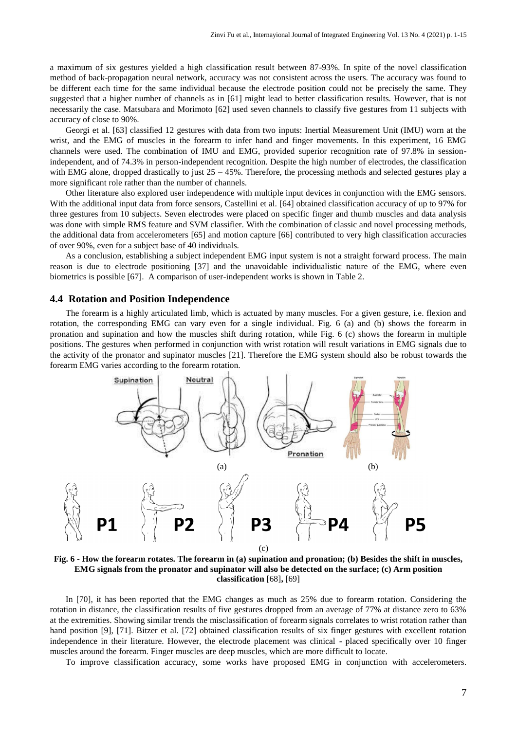a maximum of six gestures yielded a high classification result between 87-93%. In spite of the novel classification method of back-propagation neural network, accuracy was not consistent across the users. The accuracy was found to be different each time for the same individual because the electrode position could not be precisely the same. They suggested that a higher number of channels as in [61] might lead to better classification results. However, that is not necessarily the case. Matsubara and Morimoto [62] used seven channels to classify five gestures from 11 subjects with accuracy of close to 90%.

Georgi et al. [63] classified 12 gestures with data from two inputs: Inertial Measurement Unit (IMU) worn at the wrist, and the EMG of muscles in the forearm to infer hand and finger movements. In this experiment, 16 EMG channels were used. The combination of IMU and EMG, provided superior recognition rate of 97.8% in session-independent, and of 74.3% in person-independent recognition. Despite the high number of electrodes, the classification with EMG alone, dropped drastically to just 25 – 45%. Therefore, the processing methods and selected gestures play a more significant role rather than the number of channels.

Other literature also explored user independence with multiple input devices in conjunction with the EMG sensors. With the additional input data from force sensors, Castellini et al. [64] obtained classification accuracy of up to 97% for three gestures from 10 subjects. Seven electrodes were placed on specific finger and thumb muscles and data analysis was done with simple RMS feature and SVM classifier. With the combination of classic and novel processing methods, the additional data from accelerometers [65] and motion capture [66] contributed to very high classification accuracies of over 90%, even for a subject base of 40 individuals.

As a conclusion, establishing a subject independent EMG input system is not a straight forward process. The main reason is due to electrode positioning [37] and the unavoidable individualistic nature of the EMG, where even biometrics is possible [67]. A comparison of user-independent works is shown in Table 2.

## 4.4 Rotation and Position Independence

The forearm is a highly articulated limb, which is actuated by many muscles. For a given gesture, i.e. flexion and rotation, the corresponding EMG can vary even for a single individual. Fig. 6 (a) and (b) shows the forearm in pronation and supination and how the muscles shift during rotation, while Fig. 6 (c) shows the forearm in multiple positions. The gestures when performed in conjunction with wrist rotation will result variations in EMG signals due to the activity of the pronator and supinator muscles [21]. Therefore the EMG system should also be robust towards the forearm EMG varies according to the forearm rotation.

**Fig. 6 - How the forearm rotates. The forearm in (a) supination and pronation; (b) Besides the shift in muscles, EMG signals from the pronator and supinator will also be detected on the surface; (c) Arm position classification** [68], [69]

In [70], it has been reported that the EMG changes as much as 25% due to forearm rotation. Considering the rotation in distance, the classification results of five gestures dropped from an average of 77% at distance zero to 63% at the extremities. Showing similar trends the misclassification of forearm signals correlates to wrist rotation rather than hand position [9], [71]. Bitzer et al. [72] obtained classification results of six finger gestures with excellent rotation independence in their literature. However, the electrode placement was clinical - placed specifically over 10 finger muscles around the forearm. Finger muscles are deep muscles, which are more difficult to locate.

To improve classification accuracy, some works have proposed EMG in conjunction with accelerometers.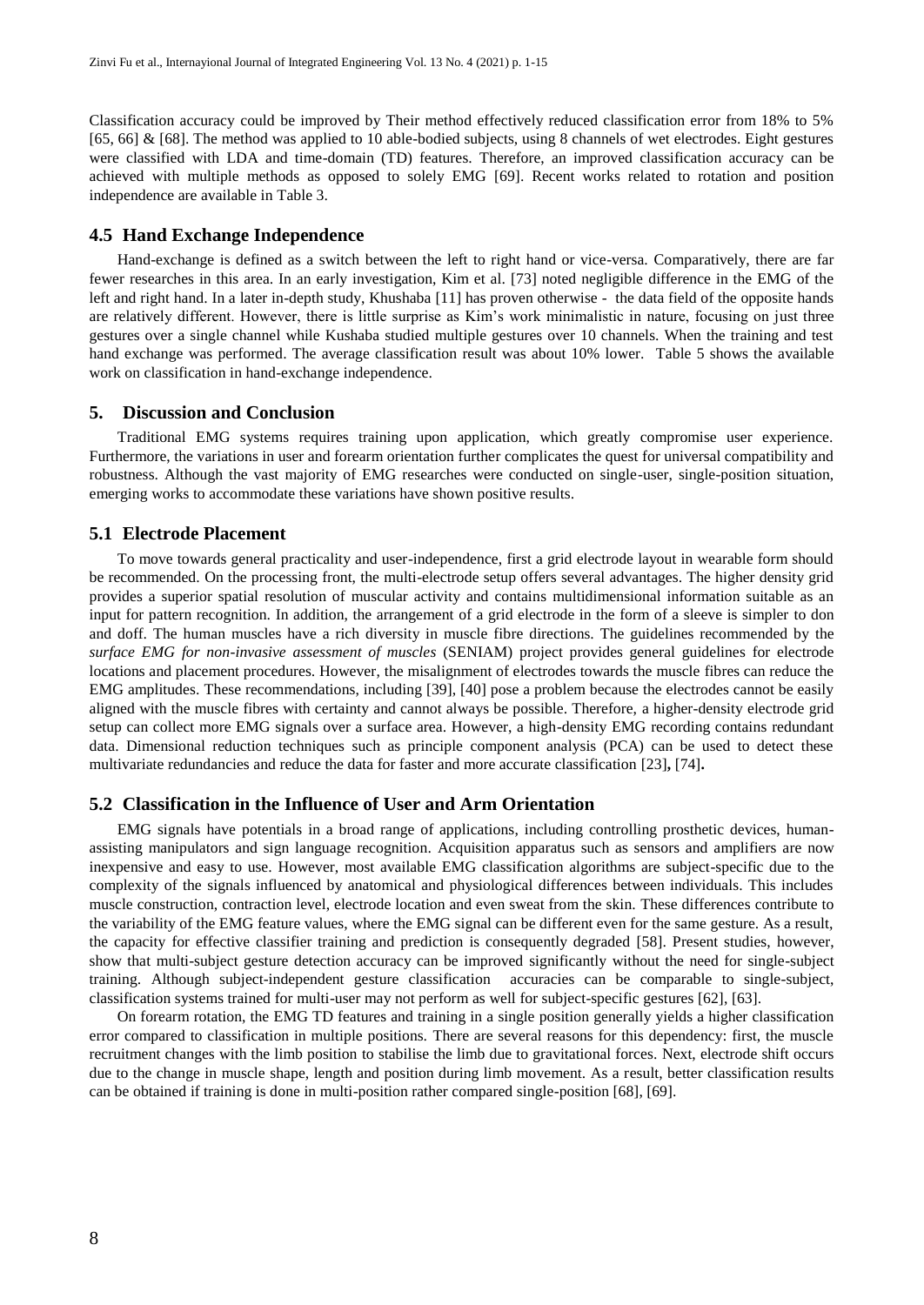Classification accuracy could be improved by Their method effectively reduced classification error from 18% to 5% [65, 66] & [68]. The method was applied to 10 able-bodied subjects, using 8 channels of wet electrodes. Eight gestures were classified with LDA and time-domain (TD) features. Therefore, an improved classification accuracy can be achieved with multiple methods as opposed to solely EMG [69]. Recent works related to rotation and position independence are available in Table 3.

### 4.5 Hand Exchange Independence

Hand-exchange is defined as a switch between the left to right hand or vice-versa. Comparatively, there are far fewer researches in this area. In an early investigation, Kim et al. [73] noted negligible difference in the EMG of the left and right hand. In a later in-depth study, Khushaba [11] has proven otherwise - the data field of the opposite hands are relatively different. However, there is little surprise as Kim's work minimalistic in nature, focusing on just three gestures over a single channel while Kushaba studied multiple gestures over 10 channels. When the training and test hand exchange was performed. The average classification result was about 10% lower. Table 5 shows the available work on classification in hand-exchange independence.

## 5. Discussion and Conclusion

Traditional EMG systems requires training upon application, which greatly compromise user experience. Furthermore, the variations in user and forearm orientation further complicates the quest for universal compatibility and robustness. Although the vast majority of EMG researches were conducted on single-user, single-position situation, emerging works to accommodate these variations have shown positive results.

### 5.1 Electrode Placement

To move towards general practicality and user-independence, first a grid electrode layout in wearable form should be recommended. On the processing front, the multi-electrode setup offers several advantages. The higher density grid provides a superior spatial resolution of muscular activity and contains multidimensional information suitable as an input for pattern recognition. In addition, the arrangement of a grid electrode in the form of a sleeve is simpler to don and doff. The human muscles have a rich diversity in muscle fibre directions. The guidelines recommended by the *surface EMG for non-invasive assessment of muscles* (SENIAM) project provides general guidelines for electrode locations and placement procedures. However, the misalignment of electrodes towards the muscle fibres can reduce the EMG amplitudes. These recommendations, including [39], [40] pose a problem because the electrodes cannot be easily aligned with the muscle fibres with certainty and cannot always be possible. Therefore, a higher-density electrode grid setup can collect more EMG signals over a surface area. However, a high-density EMG recording contains redundant data. Dimensional reduction techniques such as principle component analysis (PCA) can be used to detect these multivariate redundancies and reduce the data for faster and more accurate classification [23]**,** [74]**.**

### 5.2 Classification in the Influence of User and Arm Orientation

EMG signals have potentials in a broad range of applications, including controlling prosthetic devices, human-assisting manipulators and sign language recognition. Acquisition apparatus such as sensors and amplifiers are now inexpensive and easy to use. However, most available EMG classification algorithms are subject-specific due to the complexity of the signals influenced by anatomical and physiological differences between individuals. This includes muscle construction, contraction level, electrode location and even sweat from the skin. These differences contribute to the variability of the EMG feature values, where the EMG signal can be different even for the same gesture. As a result, the capacity for effective classifier training and prediction is consequently degraded [58]. Present studies, however, show that multi-subject gesture detection accuracy can be improved significantly without the need for single-subject training. Although subject-independent gesture classification accuracies can be comparable to single-subject, classification systems trained for multi-user may not perform as well for subject-specific gestures [62], [63].

On forearm rotation, the EMG TD features and training in a single position generally yields a higher classification error compared to classification in multiple positions. There are several reasons for this dependency: first, the muscle recruitment changes with the limb position to stabilise the limb due to gravitational forces. Next, electrode shift occurs due to the change in muscle shape, length and position during limb movement. As a result, better classification results can be obtained if training is done in multi-position rather compared single-position [68], [69].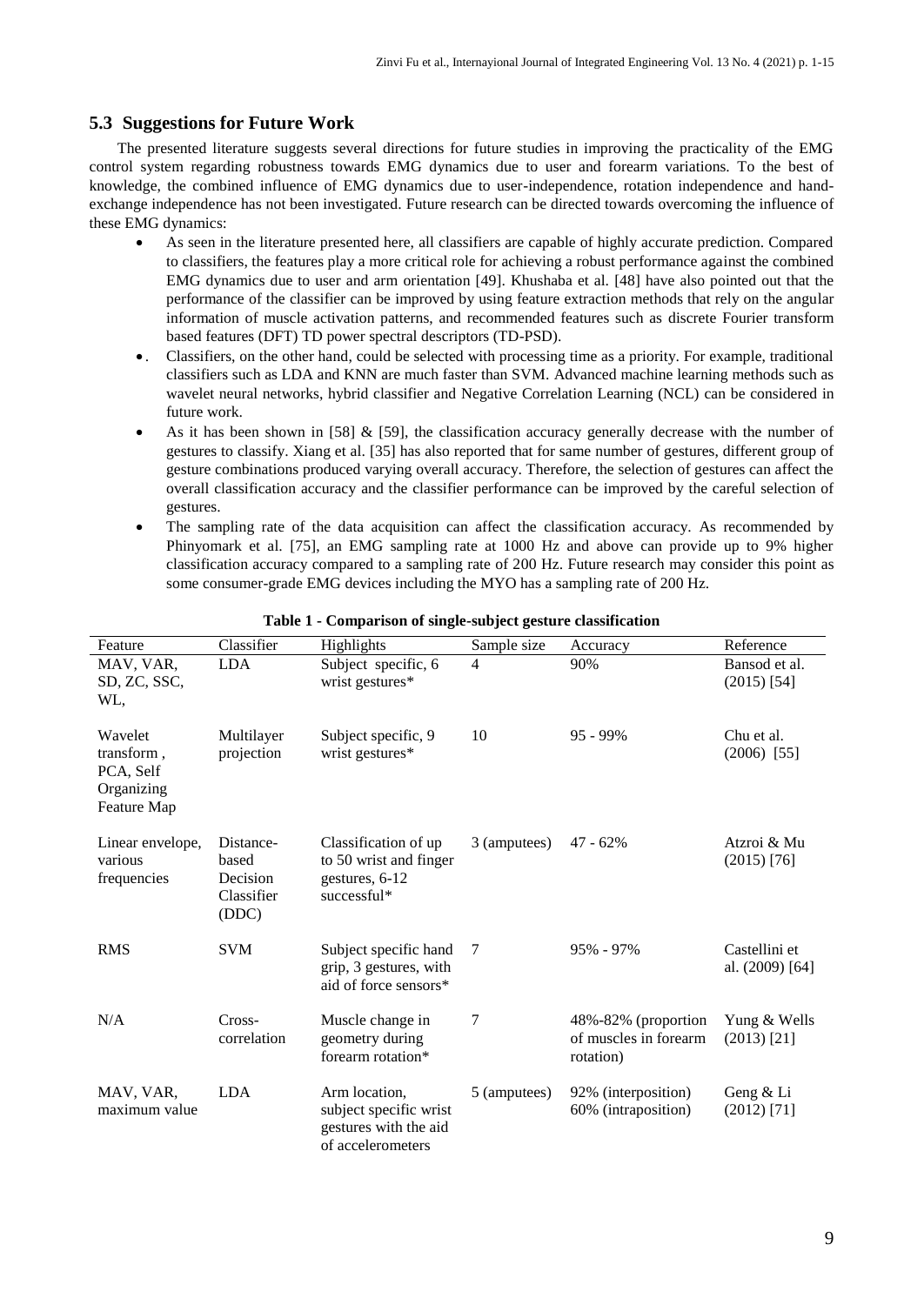### 5.3 Suggestions for Future Work

The presented literature suggests several directions for future studies in improving the practicality of the EMG control system regarding robustness towards EMG dynamics due to user and forearm variations. To the best of knowledge, the combined influence of EMG dynamics due to user-independence, rotation independence and hand-exchange independence has not been investigated. Future research can be directed towards overcoming the influence of these EMG dynamics:

- As seen in the literature presented here, all classifiers are capable of highly accurate prediction. Compared to classifiers, the features play a more critical role for achieving a robust performance against the combined EMG dynamics due to user and arm orientation [49]. Khushaba et al. [48] have also pointed out that the performance of the classifier can be improved by using feature extraction methods that rely on the angular information of muscle activation patterns, and recommended features such as discrete Fourier transform based features (DFT) TD power spectral descriptors (TD-PSD).
- . Classifiers, on the other hand, could be selected with processing time as a priority. For example, traditional classifiers such as LDA and KNN are much faster than SVM. Advanced machine learning methods such as wavelet neural networks, hybrid classifier and Negative Correlation Learning (NCL) can be considered in future work.
- As it has been shown in [58] & [59], the classification accuracy generally decrease with the number of gestures to classify. Xiang et al. [35] has also reported that for same number of gestures, different group of gesture combinations produced varying overall accuracy. Therefore, the selection of gestures can affect the overall classification accuracy and the classifier performance can be improved by the careful selection of gestures.
- The sampling rate of the data acquisition can affect the classification accuracy. As recommended by Phinyomark et al. [75], an EMG sampling rate at 1000 Hz and above can provide up to 9% higher classification accuracy compared to a sampling rate of 200 Hz. Future research may consider this point as some consumer-grade EMG devices including the MYO has a sampling rate of 200 Hz.

**Table 1 - Comparison of single-subject gesture classification**

| Feature | Classifier | Highlights | Sample size | Accuracy | Reference |
|---|---|---|---|---|---|
| MAV, VAR, SD, ZC, SSC, WL, | LDA | Subject specific, 6 wrist gestures* | 4 | 90% | Bansod et al. (2015) [54] |
| Wavelet transform , PCA, Self Organizing Feature Map | Multilayer projection | Subject specific, 9 wrist gestures* | 10 | 95 - 99% | Chu et al. (2006) [55] |
| Linear envelope, various frequencies | Distance-based Decision Classifier (DDC) | Classification of up to 50 wrist and finger gestures, 6-12 successful* | 3 (amputees) | 47 - 62% | Atzroi & Mu (2015) [76] |
| RMS | SVM | Subject specific hand grip, 3 gestures, with aid of force sensors* | 7 | 95% - 97% | Castellini et al. (2009) [64] |
| N/A | Cross-correlation | Muscle change in geometry during forearm rotation* | 7 | 48%-82% (proportion of muscles in forearm rotation) | Yung & Wells (2013) [21] |
| MAV, VAR, maximum value | LDA | Arm location, subject specific wrist gestures with the aid of accelerometers | 5 (amputees) | 92% (interposition) 60% (intraposition) | Geng & Li (2012) [71] |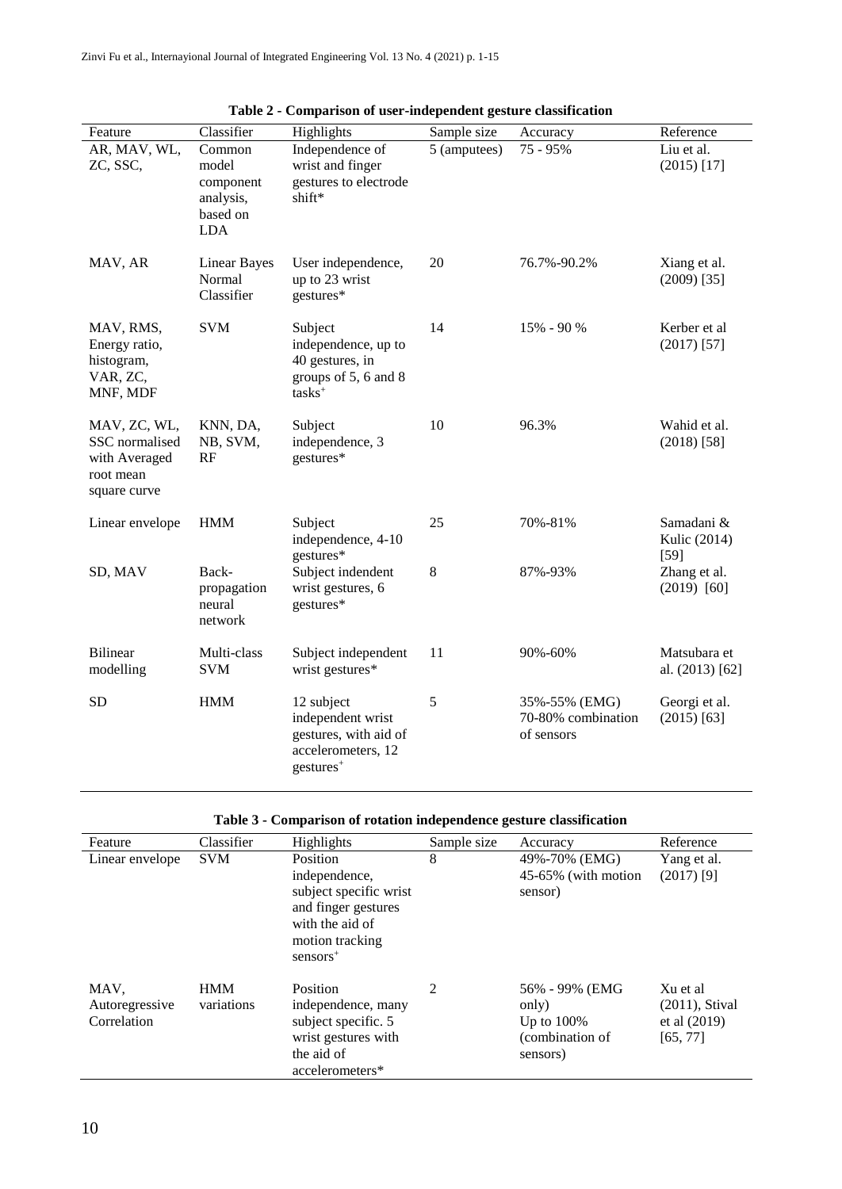**Table 2 - Comparison of user-independent gesture classification**

| Feature | Classifier | Highlights | Sample size | Accuracy | Reference |
|---|---|---|---|---|---|
| AR, MAV, WL, ZC, SSC, | Common model component analysis, based on LDA | Independence of wrist and finger gestures to electrode shift* | 5 (amputees) | 75 - 95% | Liu et al. (2015) [17] |
| MAV, AR | Linear Bayes Normal Classifier | User independence, up to 23 wrist gestures* | 20 | 76.7%-90.2% | Xiang et al. (2009) [35] |
| MAV, RMS, Energy ratio, histogram, VAR, ZC, MNF, MDF | SVM | Subject independence, up to 40 gestures, in groups of 5, 6 and 8 tasks+ | 14 | 15% - 90 % | Kerber et al (2017) [57] |
| MAV, ZC, WL, SSC normalised with Averaged root mean square curve | KNN, DA, NB, SVM, RF | Subject independence, 3 gestures* | 10 | 96.3% | Wahid et al. (2018) [58] |
| Linear envelope | HMM | Subject independence, 4-10 gestures* | 25 | 70%-81% | Samadani & Kulic (2014) [59] |
| SD, MAV | Back-propagation neural network | Subject indendent wrist gestures, 6 gestures* | 8 | 87%-93% | Zhang et al. (2019) [60] |
| Bilinear modelling | Multi-class SVM | Subject independent wrist gestures* | 11 | 90%-60% | Matsubara et al. (2013) [62] |
| SD | HMM | 12 subject independent wrist gestures, with aid of accelerometers, 12 gestures+ | 5 | 35%-55% (EMG) 70-80% combination of sensors | Georgi et al. (2015) [63] |

**Table 3 - Comparison of rotation independence gesture classification**

| Feature | Classifier | Highlights | Sample size | Accuracy | Reference |
|---|---|---|---|---|---|
| Linear envelope | SVM | Position independence, subject specific wrist and finger gestures with the aid of motion tracking sensors+ | 8 | 49%-70% (EMG) 45-65% (with motion sensor) | Yang et al. (2017) [9] |
| MAV, Autoregressive Correlation | HMM variations | Position independence, many subject specific. 5 wrist gestures with the aid of accelerometers* | 2 | 56% - 99% (EMG only) Up to 100% (combination of sensors) | Xu et al (2011), Stival et al (2019) [65, 77] |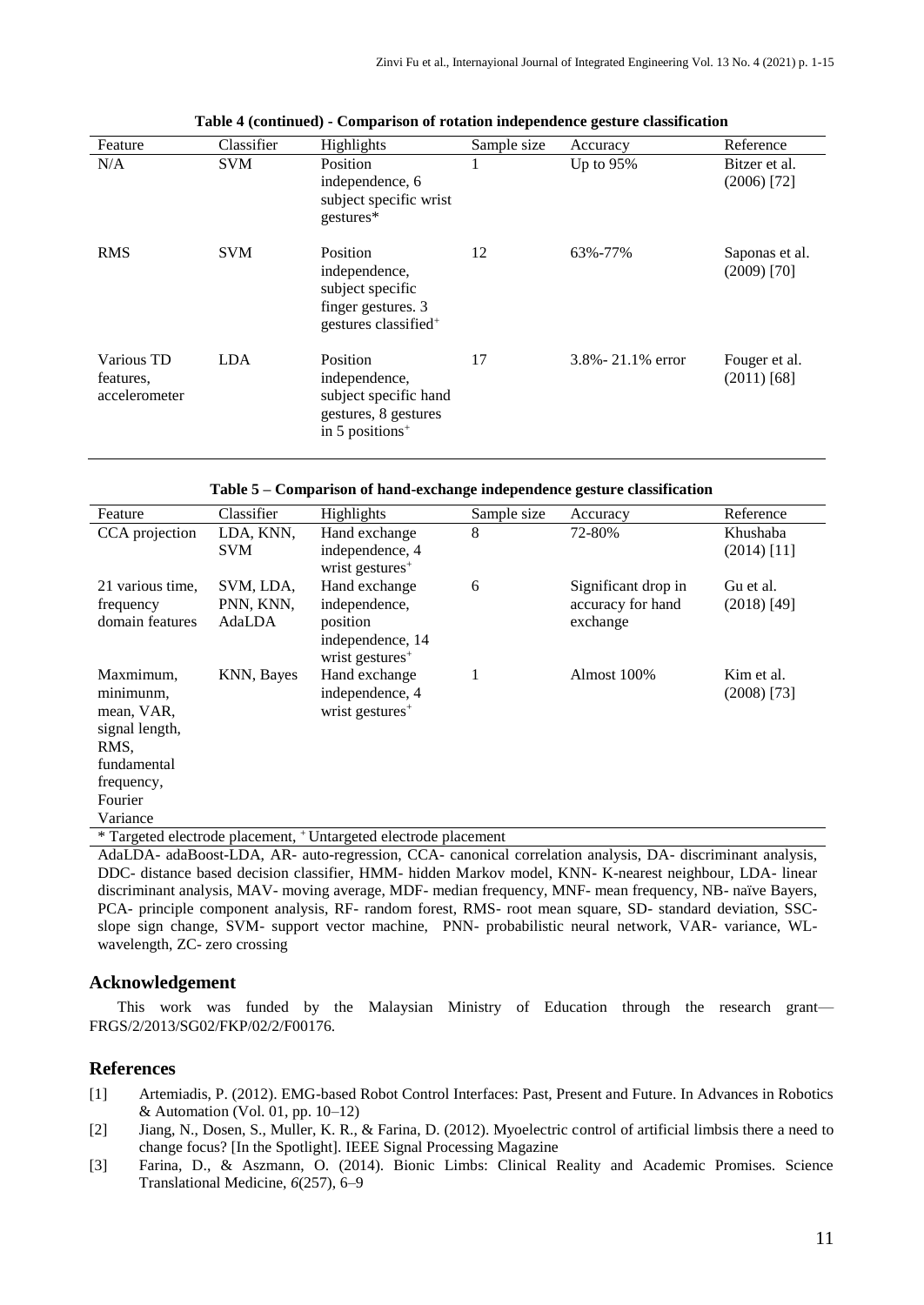**Table 4 (continued) - Comparison of rotation independence gesture classification**

| Feature | Classifier | Highlights | Sample size | Accuracy | Reference |
|---|---|---|---|---|---|
| N/A | SVM | Position independence, 6 subject specific wrist gestures* | 1 | Up to 95% | Bitzer et al. (2006) [72] |
| RMS | SVM | Position independence, subject specific finger gestures. 3 gestures classified+ | 12 | 63%-77% | Saponas et al. (2009) [70] |
| Various TD features, accelerometer | LDA | Position independence, subject specific hand gestures, 8 gestures in 5 positions+ | 17 | 3.8%- 21.1% error | Fouger et al. (2011) [68] |

**Table 5 – Comparison of hand-exchange independence gesture classification**

| Feature | Classifier | Highlights | Sample size | Accuracy | Reference |
|---|---|---|---|---|---|
| CCA projection | LDA, KNN, SVM | Hand exchange independence, 4 wrist gestures+ | 8 | 72-80% | Khushaba (2014) [11] |
| 21 various time, frequency domain features | SVM, LDA, PNN, KNN, AdaLDA | Hand exchange independence, position independence, 14 wrist gestures+ | 6 | Significant drop in accuracy for hand exchange | Gu et al. (2018) [49] |
| Maxmimum, minimunm, mean, VAR, signal length, RMS, fundamental frequency, Fourier Variance | KNN, Bayes | Hand exchange independence, 4 wrist gestures+ | 1 | Almost 100% | Kim et al. (2008) [73] |

* Targeted electrode placement, + Untargeted electrode placement

AdaLDA- adaBoost-LDA, AR- auto-regression, CCA- canonical correlation analysis, DA- discriminant analysis, DDC- distance based decision classifier, HMM- hidden Markov model, KNN- K-nearest neighbour, LDA- linear discriminant analysis, MAV- moving average, MDF- median frequency, MNF- mean frequency, NB- naïve Bayers, PCA- principle component analysis, RF- random forest, RMS- root mean square, SD- standard deviation, SSC- slope sign change, SVM- support vector machine, PNN- probabilistic neural network, VAR- variance, WL- wavelength, ZC- zero crossing

## Acknowledgement

This work was funded by the Malaysian Ministry of Education through the research grant—FRGS/2/2013/SG02/FKP/02/2/F00176.

## References

[1] Artemiadis, P. (2012). EMG-based Robot Control Interfaces: Past, Present and Future. In Advances in Robotics & Automation (Vol. 01, pp. 10–12)

[2] Jiang, N., Dosen, S., Muller, K. R., & Farina, D. (2012). Myoelectric control of artificial limbsis there a need to change focus? [In the Spotlight]. IEEE Signal Processing Magazine

[3] Farina, D., & Aszmann, O. (2014). Bionic Limbs: Clinical Reality and Academic Promises. Science Translational Medicine, *6*(257), 6–9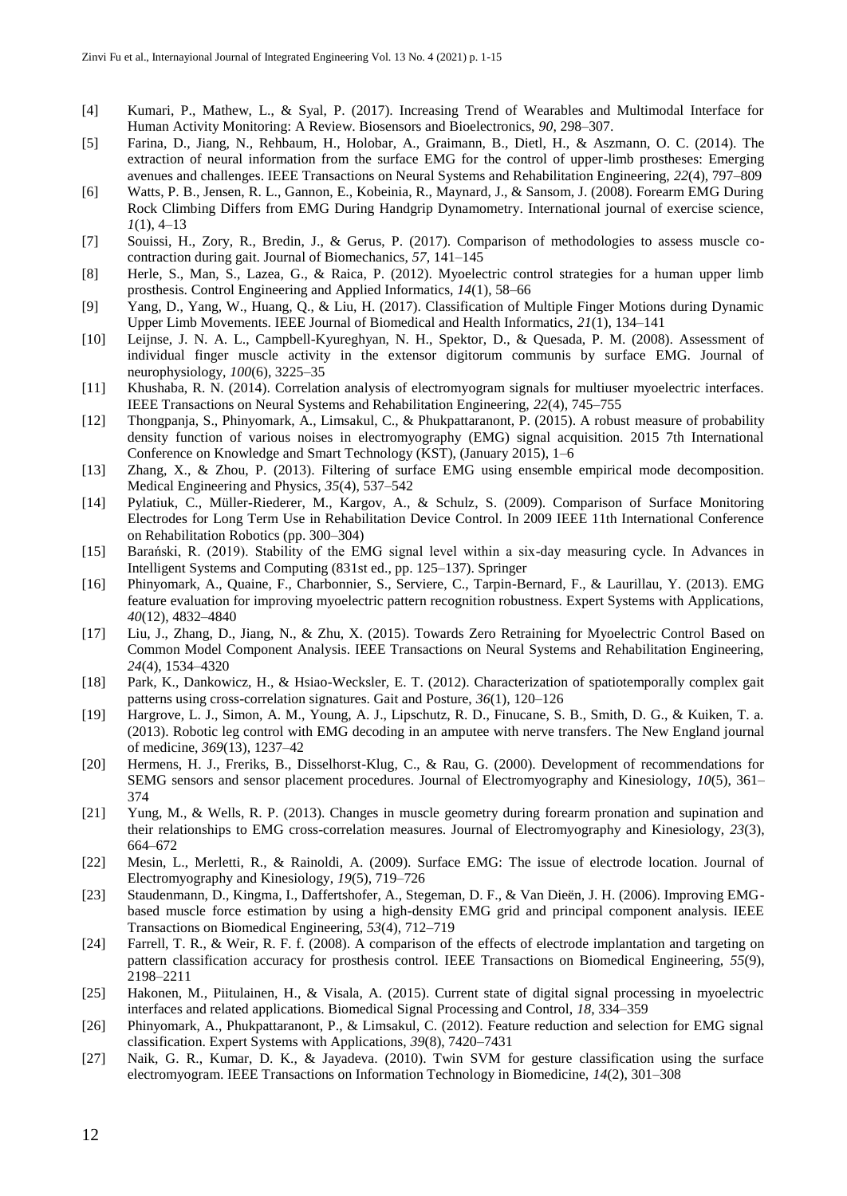[4] Kumari, P., Mathew, L., & Syal, P. (2017). Increasing Trend of Wearables and Multimodal Interface for Human Activity Monitoring: A Review. Biosensors and Bioelectronics, *90*, 298–307.

[5] Farina, D., Jiang, N., Rehbaum, H., Holobar, A., Graimann, B., Dietl, H., & Aszmann, O. C. (2014). The extraction of neural information from the surface EMG for the control of upper-limb prostheses: Emerging avenues and challenges. IEEE Transactions on Neural Systems and Rehabilitation Engineering, *22*(4), 797–809

[6] Watts, P. B., Jensen, R. L., Gannon, E., Kobeinia, R., Maynard, J., & Sansom, J. (2008). Forearm EMG During Rock Climbing Differs from EMG During Handgrip Dynamometry. International journal of exercise science, *1*(1), 4–13

[7] Souissi, H., Zory, R., Bredin, J., & Gerus, P. (2017). Comparison of methodologies to assess muscle co-contraction during gait. Journal of Biomechanics, *57*, 141–145

[8] Herle, S., Man, S., Lazea, G., & Raica, P. (2012). Myoelectric control strategies for a human upper limb prosthesis. Control Engineering and Applied Informatics, *14*(1), 58–66

[9] Yang, D., Yang, W., Huang, Q., & Liu, H. (2017). Classification of Multiple Finger Motions during Dynamic Upper Limb Movements. IEEE Journal of Biomedical and Health Informatics, *21*(1), 134–141

[10] Leijnse, J. N. A. L., Campbell-Kyureghyan, N. H., Spektor, D., & Quesada, P. M. (2008). Assessment of individual finger muscle activity in the extensor digitorum communis by surface EMG. Journal of neurophysiology, *100*(6), 3225–35

[11] Khushaba, R. N. (2014). Correlation analysis of electromyogram signals for multiuser myoelectric interfaces. IEEE Transactions on Neural Systems and Rehabilitation Engineering, *22*(4), 745–755

[12] Thongpanja, S., Phinyomark, A., Limsakul, C., & Phukpattaranont, P. (2015). A robust measure of probability density function of various noises in electromyography (EMG) signal acquisition. 2015 7th International Conference on Knowledge and Smart Technology (KST), (January 2015), 1–6

[13] Zhang, X., & Zhou, P. (2013). Filtering of surface EMG using ensemble empirical mode decomposition. Medical Engineering and Physics, *35*(4), 537–542

[14] Pylatiuk, C., Müller-Riederer, M., Kargov, A., & Schulz, S. (2009). Comparison of Surface Monitoring Electrodes for Long Term Use in Rehabilitation Device Control. In 2009 IEEE 11th International Conference on Rehabilitation Robotics (pp. 300–304)

[15] Barański, R. (2019). Stability of the EMG signal level within a six-day measuring cycle. In Advances in Intelligent Systems and Computing (831st ed., pp. 125–137). Springer

[16] Phinyomark, A., Quaine, F., Charbonnier, S., Serviere, C., Tarpin-Bernard, F., & Laurillau, Y. (2013). EMG feature evaluation for improving myoelectric pattern recognition robustness. Expert Systems with Applications, *40*(12), 4832–4840

[17] Liu, J., Zhang, D., Jiang, N., & Zhu, X. (2015). Towards Zero Retraining for Myoelectric Control Based on Common Model Component Analysis. IEEE Transactions on Neural Systems and Rehabilitation Engineering, *24*(4), 1534–4320

[18] Park, K., Dankowicz, H., & Hsiao-Wecksler, E. T. (2012). Characterization of spatiotemporally complex gait patterns using cross-correlation signatures. Gait and Posture, *36*(1), 120–126

[19] Hargrove, L. J., Simon, A. M., Young, A. J., Lipschutz, R. D., Finucane, S. B., Smith, D. G., & Kuiken, T. a. (2013). Robotic leg control with EMG decoding in an amputee with nerve transfers. The New England journal of medicine, *369*(13), 1237–42

[20] Hermens, H. J., Freriks, B., Disselhorst-Klug, C., & Rau, G. (2000). Development of recommendations for SEMG sensors and sensor placement procedures. Journal of Electromyography and Kinesiology, *10*(5), 361–374

[21] Yung, M., & Wells, R. P. (2013). Changes in muscle geometry during forearm pronation and supination and their relationships to EMG cross-correlation measures. Journal of Electromyography and Kinesiology, *23*(3), 664–672

[22] Mesin, L., Merletti, R., & Rainoldi, A. (2009). Surface EMG: The issue of electrode location. Journal of Electromyography and Kinesiology, *19*(5), 719–726

[23] Staudenmann, D., Kingma, I., Daffertshofer, A., Stegeman, D. F., & Van Dieën, J. H. (2006). Improving EMG-based muscle force estimation by using a high-density EMG grid and principal component analysis. IEEE Transactions on Biomedical Engineering, *53*(4), 712–719

[24] Farrell, T. R., & Weir, R. F. f. (2008). A comparison of the effects of electrode implantation and targeting on pattern classification accuracy for prosthesis control. IEEE Transactions on Biomedical Engineering, *55*(9), 2198–2211

[25] Hakonen, M., Piitulainen, H., & Visala, A. (2015). Current state of digital signal processing in myoelectric interfaces and related applications. Biomedical Signal Processing and Control, *18*, 334–359

[26] Phinyomark, A., Phukpattaranont, P., & Limsakul, C. (2012). Feature reduction and selection for EMG signal classification. Expert Systems with Applications, *39*(8), 7420–7431

[27] Naik, G. R., Kumar, D. K., & Jayadeva. (2010). Twin SVM for gesture classification using the surface electromyogram. IEEE Transactions on Information Technology in Biomedicine, *14*(2), 301–308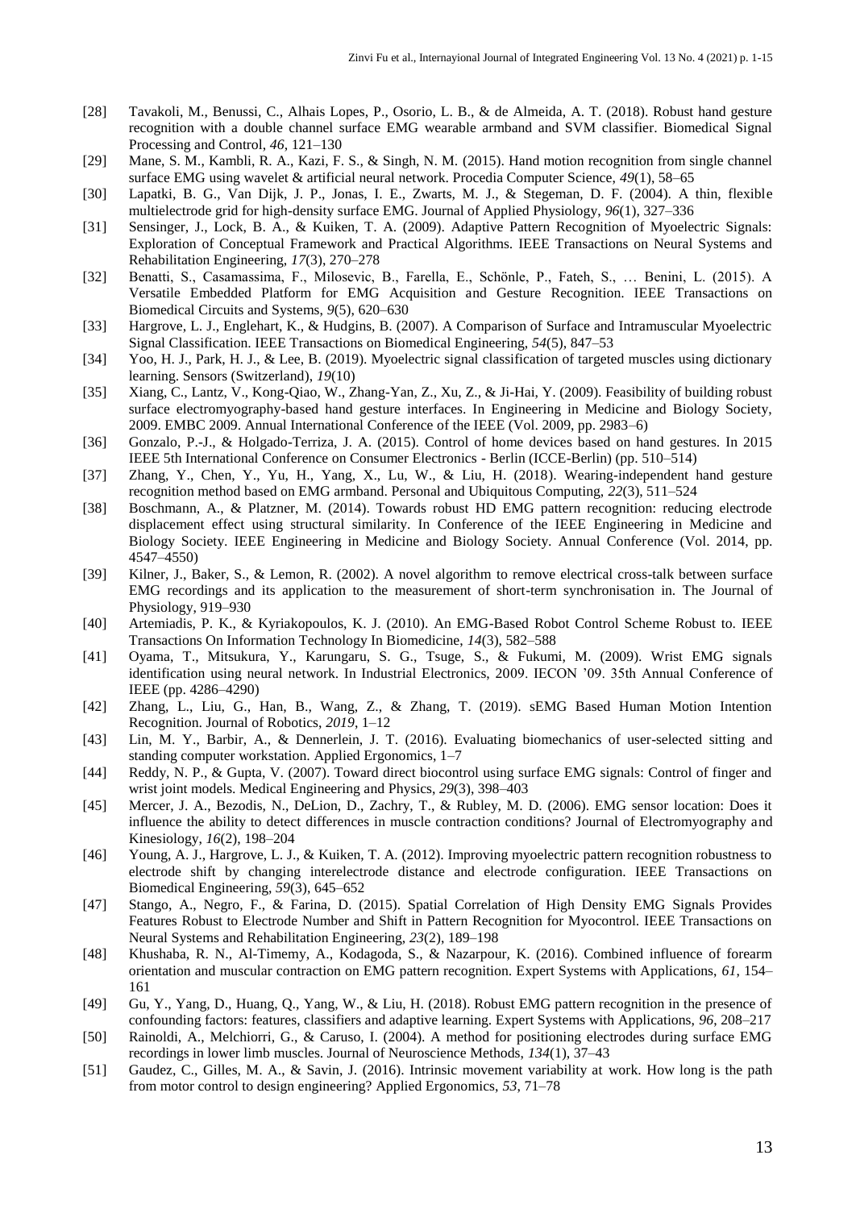[28] Tavakoli, M., Benussi, C., Alhais Lopes, P., Osorio, L. B., & de Almeida, A. T. (2018). Robust hand gesture recognition with a double channel surface EMG wearable armband and SVM classifier. Biomedical Signal Processing and Control, *46*, 121–130

[29] Mane, S. M., Kambli, R. A., Kazi, F. S., & Singh, N. M. (2015). Hand motion recognition from single channel surface EMG using wavelet & artificial neural network. Procedia Computer Science, *49*(1), 58–65

[30] Lapatki, B. G., Van Dijk, J. P., Jonas, I. E., Zwarts, M. J., & Stegeman, D. F. (2004). A thin, flexible multielectrode grid for high-density surface EMG. Journal of Applied Physiology, *96*(1), 327–336

[31] Sensinger, J., Lock, B. A., & Kuiken, T. A. (2009). Adaptive Pattern Recognition of Myoelectric Signals: Exploration of Conceptual Framework and Practical Algorithms. IEEE Transactions on Neural Systems and Rehabilitation Engineering, *17*(3), 270–278

[32] Benatti, S., Casamassima, F., Milosevic, B., Farella, E., Schönle, P., Fateh, S., … Benini, L. (2015). A Versatile Embedded Platform for EMG Acquisition and Gesture Recognition. IEEE Transactions on Biomedical Circuits and Systems, *9*(5), 620–630

[33] Hargrove, L. J., Englehart, K., & Hudgins, B. (2007). A Comparison of Surface and Intramuscular Myoelectric Signal Classification. IEEE Transactions on Biomedical Engineering, *54*(5), 847–53

[34] Yoo, H. J., Park, H. J., & Lee, B. (2019). Myoelectric signal classification of targeted muscles using dictionary learning. Sensors (Switzerland), *19*(10)

[35] Xiang, C., Lantz, V., Kong-Qiao, W., Zhang-Yan, Z., Xu, Z., & Ji-Hai, Y. (2009). Feasibility of building robust surface electromyography-based hand gesture interfaces. In Engineering in Medicine and Biology Society, 2009. EMBC 2009. Annual International Conference of the IEEE (Vol. 2009, pp. 2983–6)

[36] Gonzalo, P.-J., & Holgado-Terriza, J. A. (2015). Control of home devices based on hand gestures. In 2015 IEEE 5th International Conference on Consumer Electronics - Berlin (ICCE-Berlin) (pp. 510–514)

[37] Zhang, Y., Chen, Y., Yu, H., Yang, X., Lu, W., & Liu, H. (2018). Wearing-independent hand gesture recognition method based on EMG armband. Personal and Ubiquitous Computing, *22*(3), 511–524

[38] Boschmann, A., & Platzner, M. (2014). Towards robust HD EMG pattern recognition: reducing electrode displacement effect using structural similarity. In Conference of the IEEE Engineering in Medicine and Biology Society. IEEE Engineering in Medicine and Biology Society. Annual Conference (Vol. 2014, pp. 4547–4550)

[39] Kilner, J., Baker, S., & Lemon, R. (2002). A novel algorithm to remove electrical cross-talk between surface EMG recordings and its application to the measurement of short-term synchronisation in. The Journal of Physiology, 919–930

[40] Artemiadis, P. K., & Kyriakopoulos, K. J. (2010). An EMG-Based Robot Control Scheme Robust to. IEEE Transactions On Information Technology In Biomedicine, *14*(3), 582–588

[41] Oyama, T., Mitsukura, Y., Karungaru, S. G., Tsuge, S., & Fukumi, M. (2009). Wrist EMG signals identification using neural network. In Industrial Electronics, 2009. IECON '09. 35th Annual Conference of IEEE (pp. 4286–4290)

[42] Zhang, L., Liu, G., Han, B., Wang, Z., & Zhang, T. (2019). sEMG Based Human Motion Intention Recognition. Journal of Robotics, *2019*, 1–12

[43] Lin, M. Y., Barbir, A., & Dennerlein, J. T. (2016). Evaluating biomechanics of user-selected sitting and standing computer workstation. Applied Ergonomics, 1–7

[44] Reddy, N. P., & Gupta, V. (2007). Toward direct biocontrol using surface EMG signals: Control of finger and wrist joint models. Medical Engineering and Physics, *29*(3), 398–403

[45] Mercer, J. A., Bezodis, N., DeLion, D., Zachry, T., & Rubley, M. D. (2006). EMG sensor location: Does it influence the ability to detect differences in muscle contraction conditions? Journal of Electromyography and Kinesiology, *16*(2), 198–204

[46] Young, A. J., Hargrove, L. J., & Kuiken, T. A. (2012). Improving myoelectric pattern recognition robustness to electrode shift by changing interelectrode distance and electrode configuration. IEEE Transactions on Biomedical Engineering, *59*(3), 645–652

[47] Stango, A., Negro, F., & Farina, D. (2015). Spatial Correlation of High Density EMG Signals Provides Features Robust to Electrode Number and Shift in Pattern Recognition for Myocontrol. IEEE Transactions on Neural Systems and Rehabilitation Engineering, *23*(2), 189–198

[48] Khushaba, R. N., Al-Timemy, A., Kodagoda, S., & Nazarpour, K. (2016). Combined influence of forearm orientation and muscular contraction on EMG pattern recognition. Expert Systems with Applications, *61*, 154–161

[49] Gu, Y., Yang, D., Huang, Q., Yang, W., & Liu, H. (2018). Robust EMG pattern recognition in the presence of confounding factors: features, classifiers and adaptive learning. Expert Systems with Applications, *96*, 208–217

[50] Rainoldi, A., Melchiorri, G., & Caruso, I. (2004). A method for positioning electrodes during surface EMG recordings in lower limb muscles. Journal of Neuroscience Methods, *134*(1), 37–43

[51] Gaudez, C., Gilles, M. A., & Savin, J. (2016). Intrinsic movement variability at work. How long is the path from motor control to design engineering? Applied Ergonomics, *53*, 71–78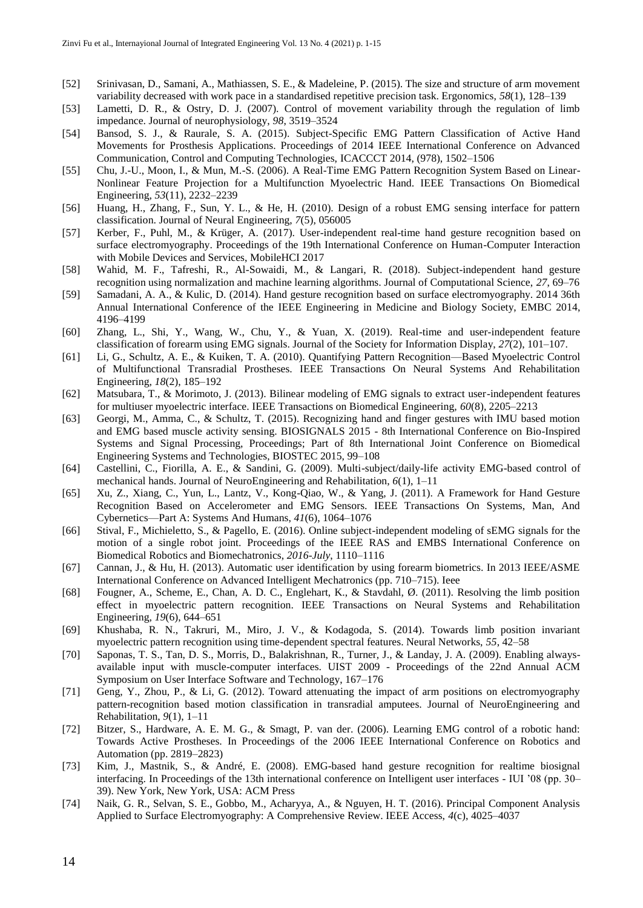[52] Srinivasan, D., Samani, A., Mathiassen, S. E., & Madeleine, P. (2015). The size and structure of arm movement variability decreased with work pace in a standardised repetitive precision task. Ergonomics, *58*(1), 128–139

[53] Lametti, D. R., & Ostry, D. J. (2007). Control of movement variability through the regulation of limb impedance. Journal of neurophysiology, *98*, 3519–3524

[54] Bansod, S. J., & Raurale, S. A. (2015). Subject-Specific EMG Pattern Classification of Active Hand Movements for Prosthesis Applications. Proceedings of 2014 IEEE International Conference on Advanced Communication, Control and Computing Technologies, ICACCCT 2014, (978), 1502–1506

[55] Chu, J.-U., Moon, I., & Mun, M.-S. (2006). A Real-Time EMG Pattern Recognition System Based on Linear-Nonlinear Feature Projection for a Multifunction Myoelectric Hand. IEEE Transactions On Biomedical Engineering, *53*(11), 2232–2239

[56] Huang, H., Zhang, F., Sun, Y. L., & He, H. (2010). Design of a robust EMG sensing interface for pattern classification. Journal of Neural Engineering, *7*(5), 056005

[57] Kerber, F., Puhl, M., & Krüger, A. (2017). User-independent real-time hand gesture recognition based on surface electromyography. Proceedings of the 19th International Conference on Human-Computer Interaction with Mobile Devices and Services, MobileHCI 2017

[58] Wahid, M. F., Tafreshi, R., Al-Sowaidi, M., & Langari, R. (2018). Subject-independent hand gesture recognition using normalization and machine learning algorithms. Journal of Computational Science, *27*, 69–76

[59] Samadani, A. A., & Kulic, D. (2014). Hand gesture recognition based on surface electromyography. 2014 36th Annual International Conference of the IEEE Engineering in Medicine and Biology Society, EMBC 2014, 4196–4199

[60] Zhang, L., Shi, Y., Wang, W., Chu, Y., & Yuan, X. (2019). Real-time and user-independent feature classification of forearm using EMG signals. Journal of the Society for Information Display, *27*(2), 101–107.

[61] Li, G., Schultz, A. E., & Kuiken, T. A. (2010). Quantifying Pattern Recognition—Based Myoelectric Control of Multifunctional Transradial Prostheses. IEEE Transactions On Neural Systems And Rehabilitation Engineering, *18*(2), 185–192

[62] Matsubara, T., & Morimoto, J. (2013). Bilinear modeling of EMG signals to extract user-independent features for multiuser myoelectric interface. IEEE Transactions on Biomedical Engineering, *60*(8), 2205–2213

[63] Georgi, M., Amma, C., & Schultz, T. (2015). Recognizing hand and finger gestures with IMU based motion and EMG based muscle activity sensing. BIOSIGNALS 2015 - 8th International Conference on Bio-Inspired Systems and Signal Processing, Proceedings; Part of 8th International Joint Conference on Biomedical Engineering Systems and Technologies, BIOSTEC 2015, 99–108

[64] Castellini, C., Fiorilla, A. E., & Sandini, G. (2009). Multi-subject/daily-life activity EMG-based control of mechanical hands. Journal of NeuroEngineering and Rehabilitation, *6*(1), 1–11

[65] Xu, Z., Xiang, C., Yun, L., Lantz, V., Kong-Qiao, W., & Yang, J. (2011). A Framework for Hand Gesture Recognition Based on Accelerometer and EMG Sensors. IEEE Transactions On Systems, Man, And Cybernetics—Part A: Systems And Humans, *41*(6), 1064–1076

[66] Stival, F., Michieletto, S., & Pagello, E. (2016). Online subject-independent modeling of sEMG signals for the motion of a single robot joint. Proceedings of the IEEE RAS and EMBS International Conference on Biomedical Robotics and Biomechatronics, *2016-July*, 1110–1116

[67] Cannan, J., & Hu, H. (2013). Automatic user identification by using forearm biometrics. In 2013 IEEE/ASME International Conference on Advanced Intelligent Mechatronics (pp. 710–715). Ieee

[68] Fougner, A., Scheme, E., Chan, A. D. C., Englehart, K., & Stavdahl, Ø. (2011). Resolving the limb position effect in myoelectric pattern recognition. IEEE Transactions on Neural Systems and Rehabilitation Engineering, *19*(6), 644–651

[69] Khushaba, R. N., Takruri, M., Miro, J. V., & Kodagoda, S. (2014). Towards limb position invariant myoelectric pattern recognition using time-dependent spectral features. Neural Networks, *55*, 42–58

[70] Saponas, T. S., Tan, D. S., Morris, D., Balakrishnan, R., Turner, J., & Landay, J. A. (2009). Enabling always-available input with muscle-computer interfaces. UIST 2009 - Proceedings of the 22nd Annual ACM Symposium on User Interface Software and Technology, 167–176

[71] Geng, Y., Zhou, P., & Li, G. (2012). Toward attenuating the impact of arm positions on electromyography pattern-recognition based motion classification in transradial amputees. Journal of NeuroEngineering and Rehabilitation, *9*(1), 1–11

[72] Bitzer, S., Hardware, A. E. M. G., & Smagt, P. van der. (2006). Learning EMG control of a robotic hand: Towards Active Prostheses. In Proceedings of the 2006 IEEE International Conference on Robotics and Automation (pp. 2819–2823)

[73] Kim, J., Mastnik, S., & André, E. (2008). EMG-based hand gesture recognition for realtime biosignal interfacing. In Proceedings of the 13th international conference on Intelligent user interfaces - IUI '08 (pp. 30–39). New York, New York, USA: ACM Press

[74] Naik, G. R., Selvan, S. E., Gobbo, M., Acharyya, A., & Nguyen, H. T. (2016). Principal Component Analysis Applied to Surface Electromyography: A Comprehensive Review. IEEE Access, *4*(c), 4025–4037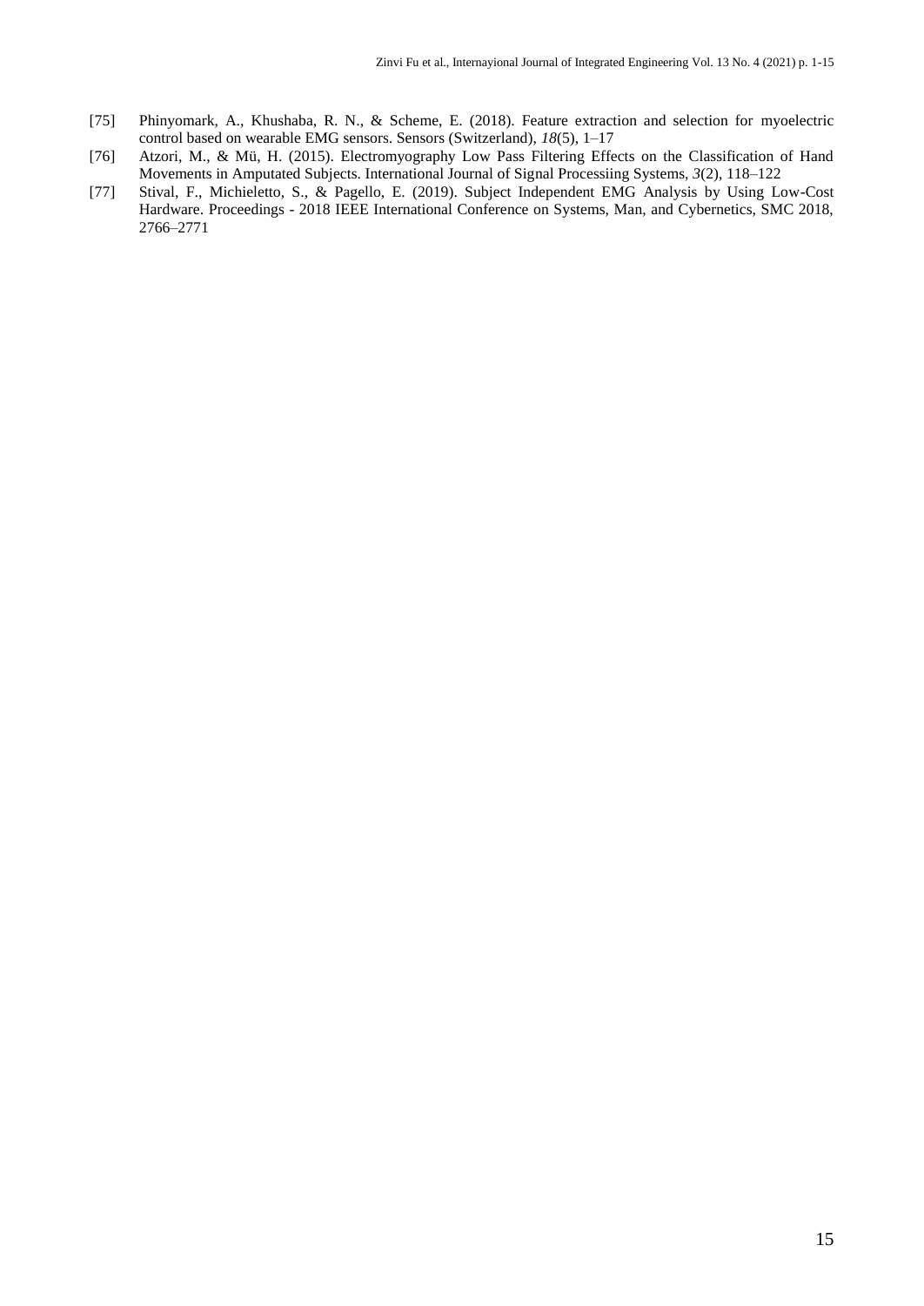[75] Phinyomark, A., Khushaba, R. N., & Scheme, E. (2018). Feature extraction and selection for myoelectric control based on wearable EMG sensors. Sensors (Switzerland), *18*(5), 1–17

[76] Atzori, M., & Mü, H. (2015). Electromyography Low Pass Filtering Effects on the Classification of Hand Movements in Amputated Subjects. International Journal of Signal Processiing Systems, *3*(2), 118–122

[77] Stival, F., Michieletto, S., & Pagello, E. (2019). Subject Independent EMG Analysis by Using Low-Cost Hardware. Proceedings - 2018 IEEE International Conference on Systems, Man, and Cybernetics, SMC 2018, 2766–2771